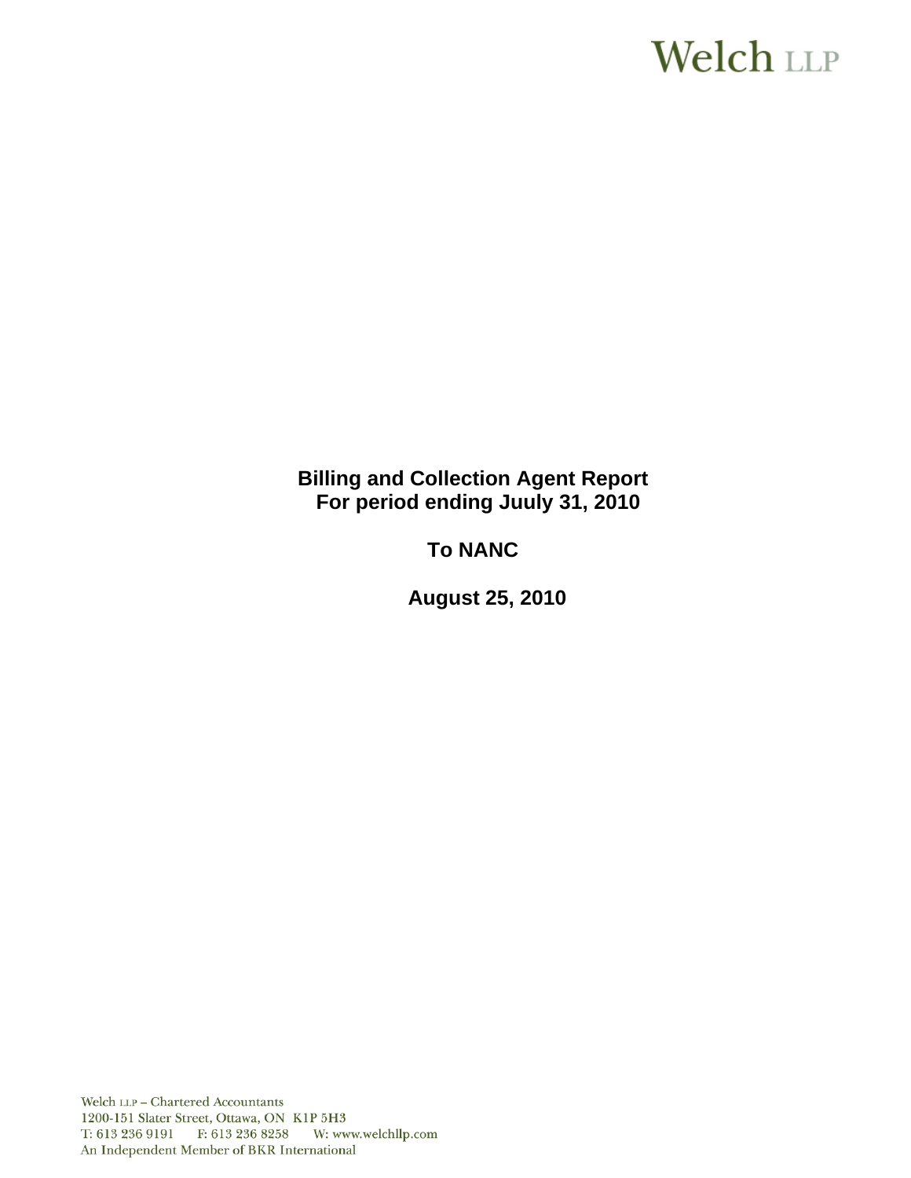Welch LLP

**Billing and Collection Agent Report**
**For period ending Juuly 31, 2010**

**To NANC**

**August 25, 2010**

Welch LLP – Chartered Accountants
1200-151 Slater Street, Ottawa, ON K1P 5H3
T: 613 236 9191 F: 613 236 8258 W: www.welchllp.com
An Independent Member of BKR International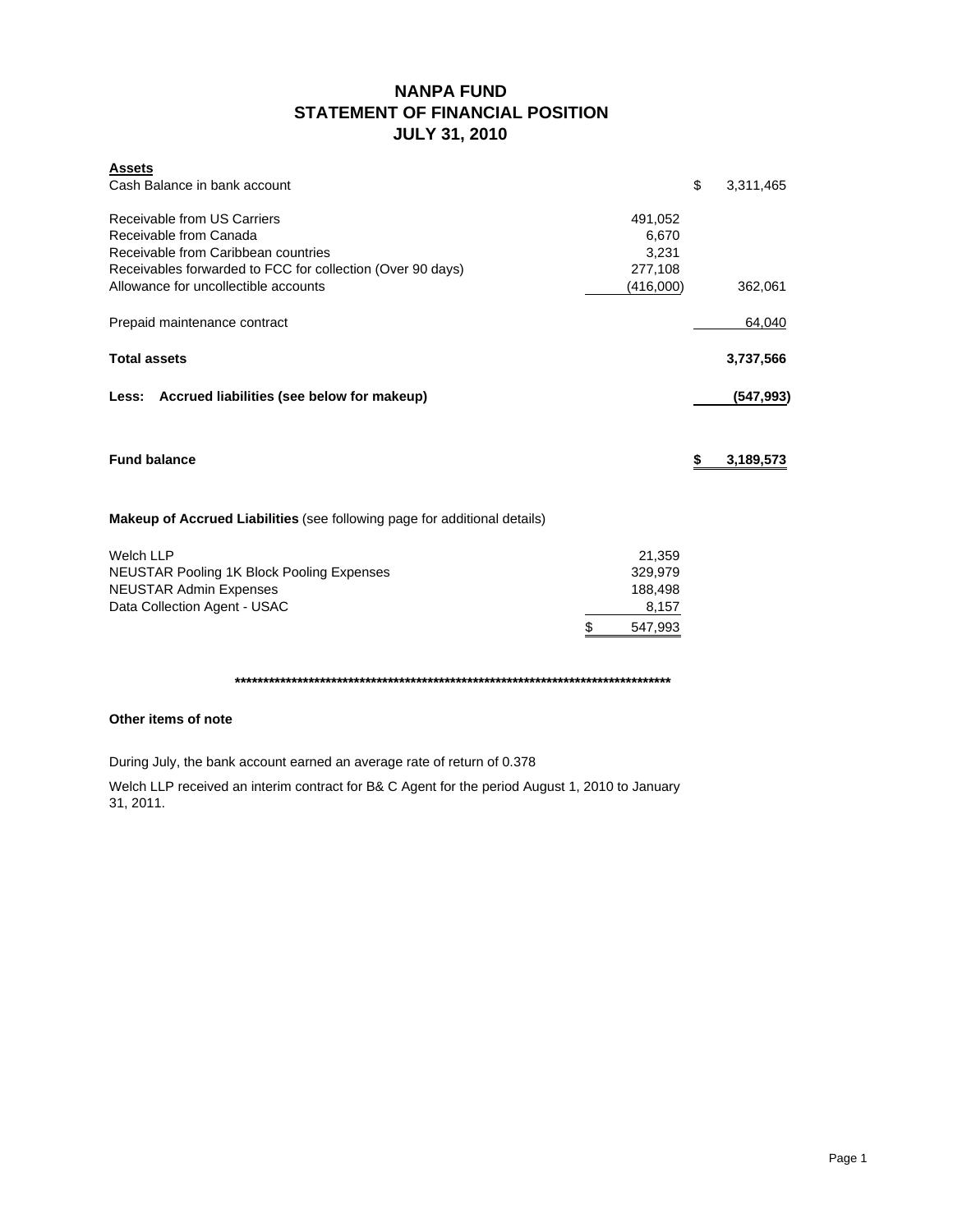# NANPA FUND
## STATEMENT OF FINANCIAL POSITION
## JULY 31, 2010

| **Assets** | | |
|---|---|---|
| Cash Balance in bank account | | $ 3,311,465 |
| | | |
| Receivable from US Carriers | 491,052 | |
| Receivable from Canada | 6,670 | |
| Receivable from Caribbean countries | 3,231 | |
| Receivables forwarded to FCC for collection (Over 90 days) | 277,108 | |
| Allowance for uncollectible accounts | (416,000) | 362,061 |
| | | |
| Prepaid maintenance contract | | 64,040 |
| | | |
| **Total assets** | | **3,737,566** |
| | | |
| **Less: Accrued liabilities (see below for makeup)** | | **(547,993)** |
| | | |
| **Fund balance** | | **$ 3,189,573** |

**Makeup of Accrued Liabilities** (see following page for additional details)

| | |
|---|---|
| Welch LLP | 21,359 |
| NEUSTAR Pooling 1K Block Pooling Expenses | 329,979 |
| NEUSTAR Admin Expenses | 188,498 |
| Data Collection Agent - USAC | 8,157 |
| | $ 547,993 |

********************************************************************************

**Other items of note**

During July, the bank account earned an average rate of return of 0.378

Welch LLP received an interim contract for B& C Agent for the period August 1, 2010 to January 31, 2011.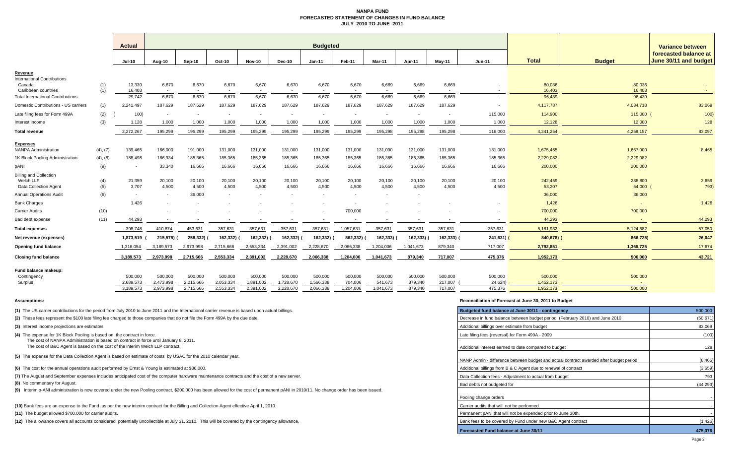# NANPA FUND
## FORECASTED STATEMENT OF CHANGES IN FUND BALANCE
## JULY 2010 TO JUNE 2011

| | | Actual | Budgeted | | | | | | | | | | | Total | Budget | Variance between forecasted balance at June 30/11 and budget |
|---|---|---|---|---|---|---|---|---|---|---|---|---|---|---|---|---|
| | | Jul-10 | Aug-10 | Sep-10 | Oct-10 | Nov-10 | Dec-10 | Jan-11 | Feb-11 | Mar-11 | Apr-11 | May-11 | Jun-11 | | | |
| **Revenue** | | | | | | | | | | | | | | | | |
| International Contributions | | | | | | | | | | | | | | | | |
| Canada | (1) | 13,339 | 6,670 | 6,670 | 6,670 | 6,670 | 6,670 | 6,670 | 6,670 | 6,669 | 6,669 | 6,669 | - | 80,036 | 80,036 | - |
| Caribbean countries | (1) | 16,403 | - | - | - | - | - | - | - | - | - | - | - | 16,403 | 16,403 | - |
| Total International Contributions | | 29,742 | 6,670 | 6,670 | 6,670 | 6,670 | 6,670 | 6,670 | 6,670 | 6,669 | 6,669 | 6,669 | - | 96,439 | 96,439 | - |
| Domestic Contributions - US carriers | (1) | 2,241,497 | 187,629 | 187,629 | 187,629 | 187,629 | 187,629 | 187,629 | 187,629 | 187,629 | 187,629 | 187,629 | - | 4,117,787 | 4,034,718 | 83,069 |
| Late filing fees for Form 499A | (2) | (100) | - | - | - | - | - | - | - | - | - | - | 115,000 | 114,900 | 115,000 | (100) |
| Interest income | (3) | 1,128 | 1,000 | 1,000 | 1,000 | 1,000 | 1,000 | 1,000 | 1,000 | 1,000 | 1,000 | 1,000 | 1,000 | 12,128 | 12,000 | 128 |
| **Total revenue** | | 2,272,267 | 195,299 | 195,299 | 195,299 | 195,299 | 195,299 | 195,299 | 195,299 | 195,298 | 195,298 | 195,298 | 116,000 | 4,341,254 | 4,258,157 | 83,097 |
| **Expenses** | | | | | | | | | | | | | | | | |
| NANPA Administration | (4), (7) | 139,465 | 166,000 | 191,000 | 131,000 | 131,000 | 131,000 | 131,000 | 131,000 | 131,000 | 131,000 | 131,000 | 131,000 | 1,675,465 | 1,667,000 | 8,465 |
| 1K Block Pooling Administration | (4), (8) | 188,498 | 186,934 | 185,365 | 185,365 | 185,365 | 185,365 | 185,365 | 185,365 | 185,365 | 185,365 | 185,365 | 185,365 | 2,229,082 | 2,229,082 | |
| pANI | (9) | - | 33,340 | 16,666 | 16,666 | 16,666 | 16,666 | 16,666 | 16,666 | 16,666 | 16,666 | 16,666 | 16,666 | 200,000 | 200,000 | |
| Billing and Collection | | | | | | | | | | | | | | | | |
| Welch LLP | (4) | 21,359 | 20,100 | 20,100 | 20,100 | 20,100 | 20,100 | 20,100 | 20,100 | 20,100 | 20,100 | 20,100 | 20,100 | 242,459 | 238,800 | 3,659 |
| Data Collection Agent | (5) | 3,707 | 4,500 | 4,500 | 4,500 | 4,500 | 4,500 | 4,500 | 4,500 | 4,500 | 4,500 | 4,500 | 4,500 | 53,207 | 54,000 | (793) |
| Annual Operations Audit | (6) | - | - | 36,000 | - | - | - | - | - | - | - | | | 36,000 | 36,000 | |
| Bank Charges | | 1,426 | - | - | - | - | - | - | - | - | - | - | - | 1,426 | - | 1,426 |
| Carrier Audits | (10) | - | - | - | - | - | - | - | 700,000 | - | - | - | - | 700,000 | 700,000 | |
| Bad debt expense | (11) | 44,293 | - | - | - | - | - | - | - | - | - | - | - | 44,293 | - | 44,293 |
| **Total expenses** | | 398,748 | 410,874 | 453,631 | 357,631 | 357,631 | 357,631 | 357,631 | 1,057,631 | 357,631 | 357,631 | 357,631 | 357,631 | 5,181,932 | 5,124,882 | 57,050 |
| **Net revenue (expenses)** | | 1,873,519 | (215,575) | (258,332) | (162,332) | (162,332) | (162,332) | (162,332) | (862,332) | (162,333) | (162,333) | (162,333) | (241,631) | (840,678) | (866,725) | 26,047 |
| **Opening fund balance** | | 1,316,054 | 3,189,573 | 2,973,998 | 2,715,666 | 2,553,334 | 2,391,002 | 2,228,670 | 2,066,338 | 1,204,006 | 1,041,673 | 879,340 | 717,007 | 2,792,851 | 1,366,725 | 17,674 |
| **Closing fund balance** | | 3,189,573 | 2,973,998 | 2,715,666 | 2,553,334 | 2,391,002 | 2,228,670 | 2,066,338 | 1,204,006 | 1,041,673 | 879,340 | 717,007 | 475,376 | 1,952,173 | 500,000 | 43,721 |
| **Fund balance makeup:** | | | | | | | | | | | | | | | | |
| Contingency | | 500,000 | 500,000 | 500,000 | 500,000 | 500,000 | 500,000 | 500,000 | 500,000 | 500,000 | 500,000 | 500,000 | 500,000 | 500,000 | 500,000 | |
| Surplus | | 2,689,573 | 2,473,998 | 2,215,666 | 2,053,334 | 1,891,002 | 1,728,670 | 1,566,338 | 704,006 | 541,673 | 379,340 | 217,007 | (24,624) | 1,452,173 | - | |
| | | 3,189,573 | 2,973,998 | 2,715,666 | 2,553,334 | 2,391,002 | 2,228,670 | 2,066,338 | 1,204,006 | 1,041,673 | 879,340 | 717,007 | 475,376 | 1,952,173 | 500,000 | |

**Assumptions:**

**(1)** The US carrier contributions for the period from July 2010 to June 2011 and the International carrier revenue is based upon actual billings.

**(2)** These fees represent the $100 late filing fee charged to those companies that do not file the Form 499A by the due date.

**(3)** Interest income projections are estimates

**(4)** The expense for 1K Block Pooling is based on the contract in force.
The cost of NANPA Administration is based on contract in force until January 8, 2011.
The cost of B&C Agent is based on the cost of the interim Welch LLP contract.

**(5)** The expense for the Data Collection Agent is based on estimate of costs by USAC for the 2010 calendar year.

**(6)** The cost for the annual operations audit performed by Ernst & Young is estimated at $36,000.

**(7)** The August and September expenses includes anticipated cost of the computer hardware maintenance contracts and the cost of a new server.

**(8)** No commentary for August.

**(9)** Interim p-ANI administration is now covered under the new Pooling contract. $200,000 has been allowed for the cost of permanent pANI in 2010/11. No change order has been issued.

**(10)** Bank fees are an expense to the Fund as per the new interim contract for the Billing and Collection Agent effective April 1, 2010.

**(11)** The budget allowed $700,000 for carrier audits.

**(12)** The allowance covers all accounts considered potentially uncollectible at July 31, 2010. This will be covered by the contingency allowance.

**Reconciliation of Forecast at June 30, 2011 to Budget**

| | |
|---|---|
| **Budgeted fund balance at June 30/11 - contingency** | 500,000 |
| Decrease in fund balance between budget period (February 2010) and June 2010 | (50,671) |
| Additional billings over estimate from budget | 83,069 |
| Late filing fees (reversal) for Form 499A - 2009 | (100) |
| Additional interest earned to date compared to budget | 128 |
| NANP Admin - difference between budget and actual contract awarded after budget period | (8,465) |
| Additional billings from B & C Agent due to renewal of contract | (3,659) |
| Data Collection fees - Adjustment to actual from budget | 793 |
| Bad debts not budgeted for | (44,293) |
| Pooling change orders | - |
| Carrier audits that will not be performed | - |
| Permanent pANi that will not be expended prior to June 30th. | - |
| Bank fees to be covered by Fund under new B&C Agent contract | (1,426) |
| **Forecasted Fund balance at June 30/11** | **475,376** |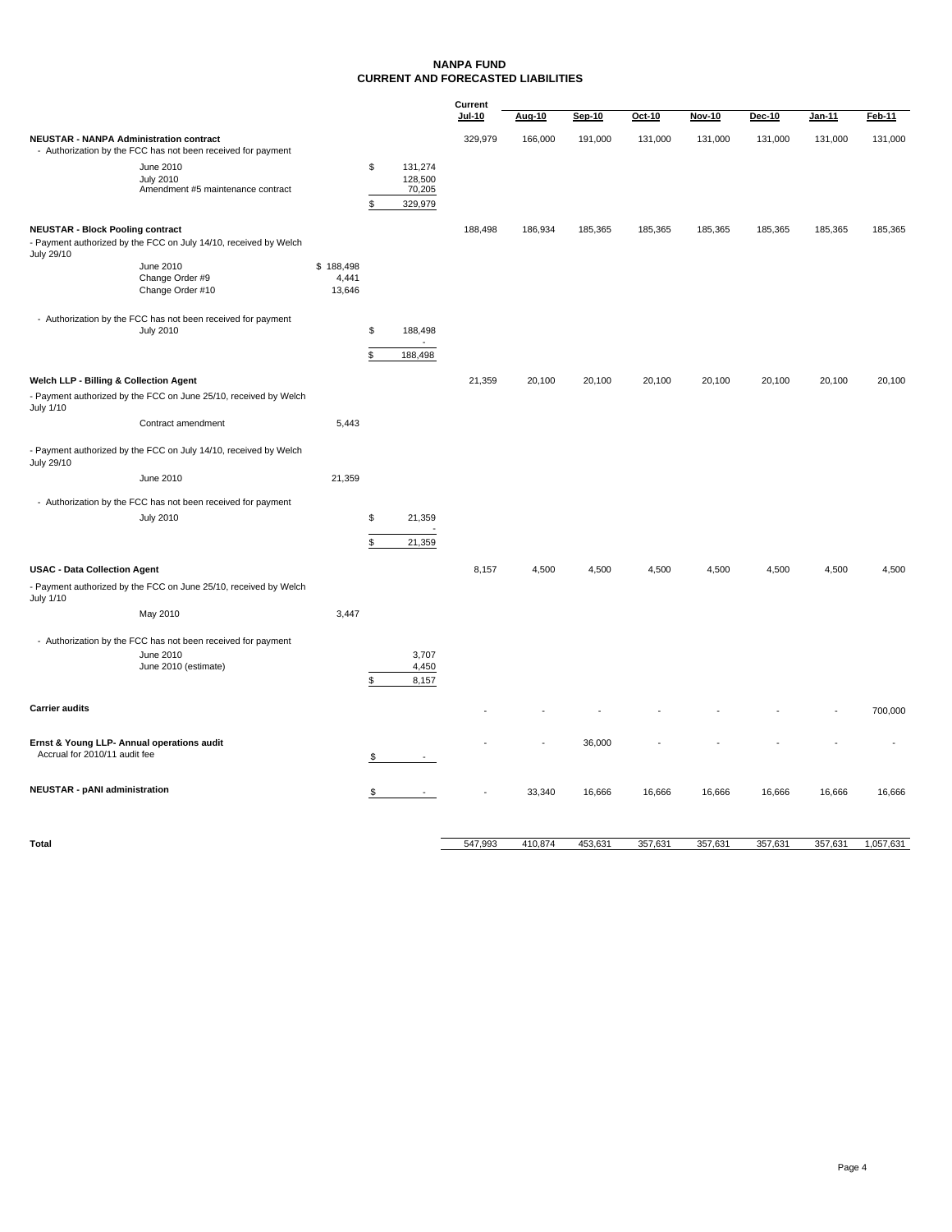# NANPA FUND
## CURRENT AND FORECASTED LIABILITIES

| | | | Current Jul-10 | Aug-10 | Sep-10 | Oct-10 | Nov-10 | Dec-10 | Jan-11 | Feb-11 |
|---|---|---|---|---|---|---|---|---|---|---|
| **NEUSTAR - NANPA Administration contract** | | | 329,979 | 166,000 | 191,000 | 131,000 | 131,000 | 131,000 | 131,000 | 131,000 |
| - Authorization by the FCC has not been received for payment | | | | | | | | | | |
| June 2010 | | $ 131,274 | | | | | | | | |
| July 2010 | | 128,500 | | | | | | | | |
| Amendment #5 maintenance contract | | 70,205 | | | | | | | | |
| | | $ 329,979 | | | | | | | | |
| **NEUSTAR - Block Pooling contract** | | | 188,498 | 186,934 | 185,365 | 185,365 | 185,365 | 185,365 | 185,365 | 185,365 |
| - Payment authorized by the FCC on July 14/10, received by Welch July 29/10 | | | | | | | | | | |
| June 2010 | $ 188,498 | | | | | | | | | |
| Change Order #9 | 4,441 | | | | | | | | | |
| Change Order #10 | 13,646 | | | | | | | | | |
| - Authorization by the FCC has not been received for payment | | | | | | | | | | |
| July 2010 | | $ 188,498 | | | | | | | | |
| | | - | | | | | | | | |
| | | $ 188,498 | | | | | | | | |
| **Welch LLP - Billing & Collection Agent** | | | 21,359 | 20,100 | 20,100 | 20,100 | 20,100 | 20,100 | 20,100 | 20,100 |
| - Payment authorized by the FCC on June 25/10, received by Welch July 1/10 | | | | | | | | | | |
| Contract amendment | 5,443 | | | | | | | | | |
| - Payment authorized by the FCC on July 14/10, received by Welch July 29/10 | | | | | | | | | | |
| June 2010 | 21,359 | | | | | | | | | |
| - Authorization by the FCC has not been received for payment | | | | | | | | | | |
| July 2010 | | $ 21,359 | | | | | | | | |
| | | - | | | | | | | | |
| | | $ 21,359 | | | | | | | | |
| **USAC - Data Collection Agent** | | | 8,157 | 4,500 | 4,500 | 4,500 | 4,500 | 4,500 | 4,500 | 4,500 |
| - Payment authorized by the FCC on June 25/10, received by Welch July 1/10 | | | | | | | | | | |
| May 2010 | 3,447 | | | | | | | | | |
| - Authorization by the FCC has not been received for payment | | | | | | | | | | |
| June 2010 | | 3,707 | | | | | | | | |
| June 2010 (estimate) | | 4,450 | | | | | | | | |
| | | $ 8,157 | | | | | | | | |
| **Carrier audits** | | | - | - | - | - | - | - | - | 700,000 |
| **Ernst & Young LLP- Annual operations audit** | | | - | - | 36,000 | - | - | - | - | - |
| Accrual for 2010/11 audit fee | | $ - | | | | | | | | |
| **NEUSTAR - pANI administration** | | $ - | - | 33,340 | 16,666 | 16,666 | 16,666 | 16,666 | 16,666 | 16,666 |
| **Total** | | | 547,993 | 410,874 | 453,631 | 357,631 | 357,631 | 357,631 | 357,631 | 1,057,631 |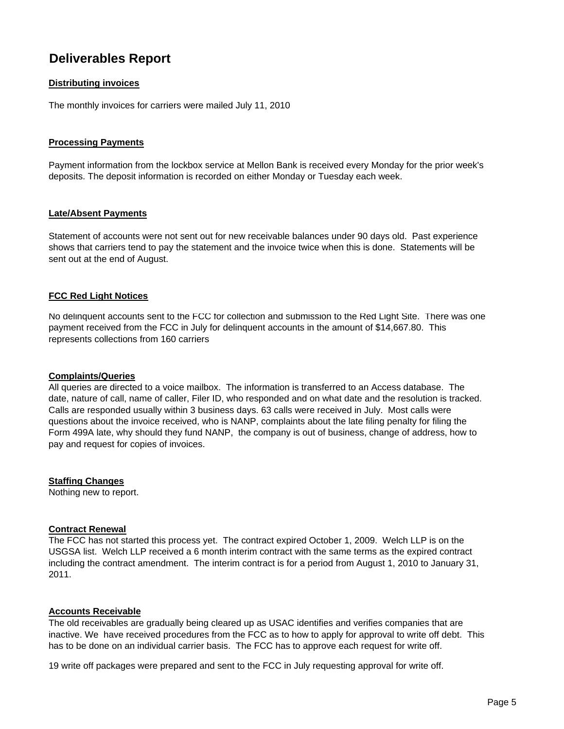# Deliverables Report

**Distributing invoices**

The monthly invoices for carriers were mailed July 11, 2010

**Processing Payments**

Payment information from the lockbox service at Mellon Bank is received every Monday for the prior week's deposits. The deposit information is recorded on either Monday or Tuesday each week.

**Late/Absent Payments**

Statement of accounts were not sent out for new receivable balances under 90 days old. Past experience shows that carriers tend to pay the statement and the invoice twice when this is done. Statements will be sent out at the end of August.

**FCC Red Light Notices**

No delinquent accounts sent to the FCC for collection and submission to the Red Light Site. There was one payment received from the FCC in July for delinquent accounts in the amount of $14,667.80. This represents collections from 160 carriers

**Complaints/Queries**

All queries are directed to a voice mailbox. The information is transferred to an Access database. The date, nature of call, name of caller, Filer ID, who responded and on what date and the resolution is tracked. Calls are responded usually within 3 business days. 63 calls were received in July. Most calls were questions about the invoice received, who is NANP, complaints about the late filing penalty for filing the Form 499A late, why should they fund NANP, the company is out of business, change of address, how to pay and request for copies of invoices.

**Staffing Changes**

Nothing new to report.

**Contract Renewal**

The FCC has not started this process yet. The contract expired October 1, 2009. Welch LLP is on the USGSA list. Welch LLP received a 6 month interim contract with the same terms as the expired contract including the contract amendment. The interim contract is for a period from August 1, 2010 to January 31, 2011.

**Accounts Receivable**

The old receivables are gradually being cleared up as USAC identifies and verifies companies that are inactive. We have received procedures from the FCC as to how to apply for approval to write off debt. This has to be done on an individual carrier basis. The FCC has to approve each request for write off.

19 write off packages were prepared and sent to the FCC in July requesting approval for write off.